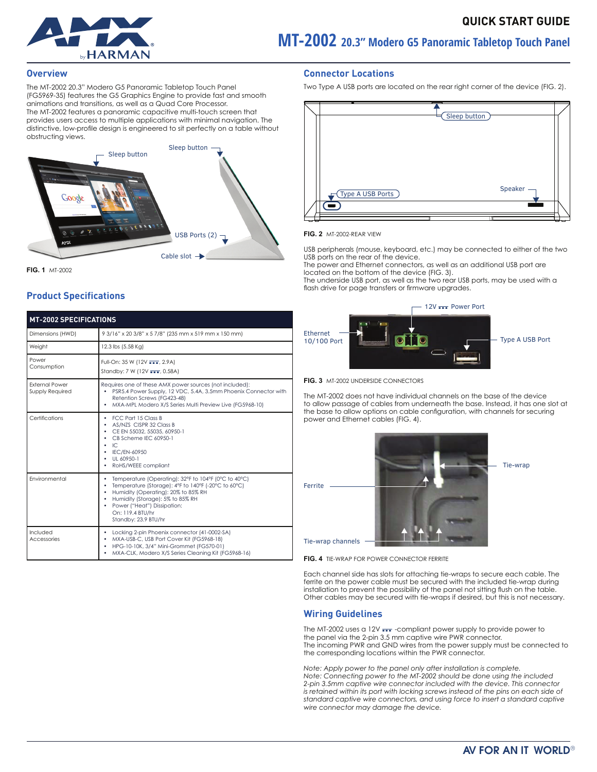# QUICK START GUIDE

# MT-2002 20.3" Modero G5 Panoramic Tabletop Touch Panel

## Overview

The MT-2002 20.3" Modero G5 Panoramic Tabletop Touch Panel (FG5969-35) features the G5 Graphics Engine to provide fast and smooth animations and transitions, as well as a Quad Core Processor.
The MT-2002 features a panoramic capacitive multi-touch screen that provides users access to multiple applications with minimal navigation. The distinctive, low-profile design is engineered to sit perfectly on a table without obstructing views.

Sleep button
Sleep button
USB Ports (2)
Cable slot

**FIG. 1** MT-2002

## Product Specifications

| MT-2002 SPECIFICATIONS | |
|---|---|
| Dimensions (HWD) | 9 3/16" x 20 3/8" x 5 7/8" (235 mm x 519 mm x 150 mm) |
| Weight | 12.3 lbs (5.58 Kg) |
| Power Consumption | Full-On: 35 W (12V ⎓, 2.9A)<br>Standby: 7 W (12V ⎓, 0.58A) |
| External Power Supply Required | Requires one of these AMX power sources (not included):<br>• PSR5.4 Power Supply, 12 VDC, 5.4A, 3.5mm Phoenix Connector with Retention Screws (FG423-48)<br>• MXA-MPL Modero X/S Series Multi Preview Live (FG5968-10) |
| Certifications | • FCC Part 15 Class B<br>• AS/NZS CISPR 32 Class B<br>• CE EN 55032, 55035, 60950-1<br>• CB Scheme IEC 60950-1<br>• IC<br>• IEC/EN-60950<br>• UL 60950-1<br>• RoHS/WEEE compliant |
| Environmental | • Temperature (Operating): 32°F to 104°F (0°C to 40°C)<br>• Temperature (Storage): 4°F to 140°F (-20°C to 60°C)<br>• Humidity (Operating): 20% to 85% RH<br>• Humidity (Storage): 5% to 85% RH<br>• Power ("Heat") Dissipation:<br>On: 119.4 BTU/hr<br>Standby: 23.9 BTU/hr |
| Included Accessories | • Locking 2-pin Phoenix connector (41-0002-SA)<br>• MXA-USB-C, USB Port Cover Kit (FG5968-18)<br>• HPG-10-10K, 3/4" Mini-Grommet (FG570-01)<br>• MXA-CLK, Modero X/S Series Cleaning Kit (FG5968-16) |

## Connector Locations

Two Type A USB ports are located on the rear right corner of the device (FIG. 2).

Sleep button
Type A USB Ports
Speaker

**FIG. 2** MT-2002-REAR VIEW

USB peripherals (mouse, keyboard, etc.) may be connected to either of the two USB ports on the rear of the device.
The power and Ethernet connectors, as well as an additional USB port are located on the bottom of the device (FIG. 3).
The underside USB port, as well as the two rear USB ports, may be used with a flash drive for page transfers or firmware upgrades.

12V ⎓ Power Port
Ethernet 10/100 Port
Type A USB Port

**FIG. 3** MT-2002 UNDERSIDE CONNECTORS

The MT-2002 does not have individual channels on the base of the device to allow passage of cables from underneath the base. Instead, it has one slot at the base to allow options on cable configuration, with channels for securing power and Ethernet cables (FIG. 4).

Tie-wrap
Ferrite
Tie-wrap channels

**FIG. 4** TIE-WRAP FOR POWER CONNECTOR FERRITE

Each channel side has slots for attaching tie-wraps to secure each cable. The ferrite on the power cable must be secured with the included tie-wrap during installation to prevent the possibility of the panel not sitting flush on the table. Other cables may be secured with tie-wraps if desired, but this is not necessary.

## Wiring Guidelines

The MT-2002 uses a 12V ⎓ -compliant power supply to provide power to the panel via the 2-pin 3.5 mm captive wire PWR connector.
The incoming PWR and GND wires from the power supply must be connected to the corresponding locations within the PWR connector.

*Note: Apply power to the panel only after installation is complete.*
*Note: Connecting power to the MT-2002 should be done using the included 2-pin 3.5mm captive wire connector included with the device. This connector is retained within its port with locking screws instead of the pins on each side of standard captive wire connectors, and using force to insert a standard captive wire connector may damage the device.*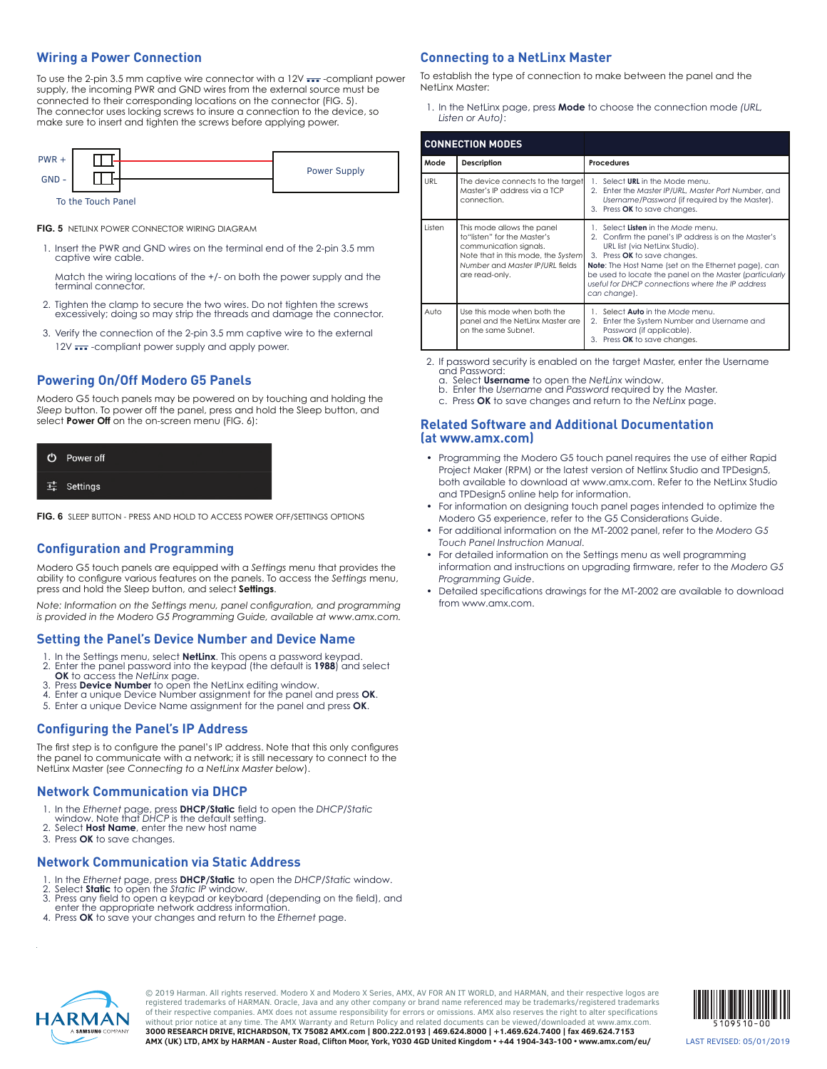## Wiring a Power Connection

To use the 2-pin 3.5 mm captive wire connector with a 12V ⎓ -compliant power supply, the incoming PWR and GND wires from the external source must be connected to their corresponding locations on the connector (FIG. 5).
The connector uses locking screws to insure a connection to the device, so make sure to insert and tighten the screws before applying power.

PWR +
GND -
Power Supply
To the Touch Panel

**FIG. 5** NETLINX POWER CONNECTOR WIRING DIAGRAM

1. Insert the PWR and GND wires on the terminal end of the 2-pin 3.5 mm captive wire cable.

   Match the wiring locations of the +/- on both the power supply and the terminal connector.

2. Tighten the clamp to secure the two wires. Do not tighten the screws excessively; doing so may strip the threads and damage the connector.

3. Verify the connection of the 2-pin 3.5 mm captive wire to the external 12V ⎓ -compliant power supply and apply power.

## Powering On/Off Modero G5 Panels

Modero G5 touch panels may be powered on by touching and holding the *Sleep* button. To power off the panel, press and hold the Sleep button, and select **Power Off** on the on-screen menu (FIG. 6):

Power off
Settings

**FIG. 6** SLEEP BUTTON - PRESS AND HOLD TO ACCESS POWER OFF/SETTINGS OPTIONS

## Configuration and Programming

Modero G5 touch panels are equipped with a *Settings* menu that provides the ability to configure various features on the panels. To access the *Settings* menu, press and hold the Sleep button, and select **Settings**.

*Note: Information on the Settings menu, panel configuration, and programming is provided in the Modero G5 Programming Guide, available at www.amx.com.*

## Setting the Panel's Device Number and Device Name

1. In the Settings menu, select **NetLinx**. This opens a password keypad.
2. Enter the panel password into the keypad (the default is **1988**) and select **OK** to access the *NetLinx* page.
3. Press **Device Number** to open the NetLinx editing window.
4. Enter a unique Device Number assignment for the panel and press **OK**.
5. Enter a unique Device Name assignment for the panel and press **OK**.

## Configuring the Panel's IP Address

The first step is to configure the panel's IP address. Note that this only configures the panel to communicate with a network; it is still necessary to connect to the NetLinx Master (*see Connecting to a NetLinx Master below*).

## Network Communication via DHCP

1. In the *Ethernet* page, press **DHCP/Static** field to open the *DHCP/Static* window. Note that *DHCP* is the default setting.
2. Select **Host Name**, enter the new host name
3. Press **OK** to save changes.

## Network Communication via Static Address

1. In the *Ethernet* page, press **DHCP/Static** to open the *DHCP/Static* window.
2. Select **Static** to open the *Static IP* window.
3. Press any field to open a keypad or keyboard (depending on the field), and enter the appropriate network address information.
4. Press **OK** to save your changes and return to the *Ethernet* page.

## Connecting to a NetLinx Master

To establish the type of connection to make between the panel and the NetLinx Master:

1. In the NetLinx page, press **Mode** to choose the connection mode *(URL, Listen or Auto)*:

| CONNECTION MODES | | |
|---|---|---|
| **Mode** | **Description** | **Procedures** |
| URL | The device connects to the target Master's IP address via a TCP connection. | 1. Select **URL** in the Mode menu.<br>2. Enter the *Master IP/URL, Master Port Number*, and *Username/Password* (if required by the Master).<br>3. Press **OK** to save changes. |
| Listen | This mode allows the panel to"listen" for the Master's communication signals.<br>Note that in this mode, the *System Number* and *Master IP/URL* fields are read-only. | 1. Select **Listen** in the *Mode* menu.<br>2. Confirm the panel's IP address is on the Master's URL list (via NetLinx Studio).<br>3. Press **OK** to save changes.<br>**Note**: The Host Name (set on the Ethernet page), can be used to locate the panel on the Master (*particularly useful for DHCP connections where the IP address can change*). |
| Auto | Use this mode when both the panel and the NetLinx Master are on the same Subnet. | 1. Select **Auto** in the *Mode* menu.<br>2. Enter the System Number and Username and Password (if applicable).<br>3. Press **OK** to save changes. |

2. If password security is enabled on the target Master, enter the Username and Password:
   a. Select **Username** to open the *NetLinx* window.
   b. Enter the *Username* and *Password* required by the Master.
   c. Press **OK** to save changes and return to the *NetLinx* page.

## Related Software and Additional Documentation (at www.amx.com)

- Programming the Modero G5 touch panel requires the use of either Rapid Project Maker (RPM) or the latest version of Netlinx Studio and TPDesign5, both available to download at www.amx.com. Refer to the NetLinx Studio and TPDesign5 online help for information.
- For information on designing touch panel pages intended to optimize the Modero G5 experience, refer to the G5 Considerations Guide.
- For additional information on the MT-2002 panel, refer to the *Modero G5 Touch Panel Instruction Manual*.
- For detailed information on the Settings menu as well programming information and instructions on upgrading firmware, refer to the *Modero G5 Programming Guide*.
- Detailed specifications drawings for the MT-2002 are available to download from www.amx.com.

© 2019 Harman. All rights reserved. Modero X and Modero X Series, AMX, AV FOR AN IT WORLD, and HARMAN, and their respective logos are registered trademarks of HARMAN. Oracle, Java and any other company or brand name referenced may be trademarks/registered trademarks of their respective companies. AMX does not assume responsibility for errors or omissions. AMX also reserves the right to alter specifications without prior notice at any time. The AMX Warranty and Return Policy and related documents can be viewed/downloaded at www.amx.com.
**3000 RESEARCH DRIVE, RICHARDSON, TX 75082 AMX.com | 800.222.0193 | 469.624.8000 | +1.469.624.7400 | fax 469.624.7153**
**AMX (UK) LTD, AMX by HARMAN - Auster Road, Clifton Moor, York, YO30 4GD United Kingdom • +44 1904-343-100 • www.amx.com/eu/**

5109510-00

LAST REVISED: 05/01/2019